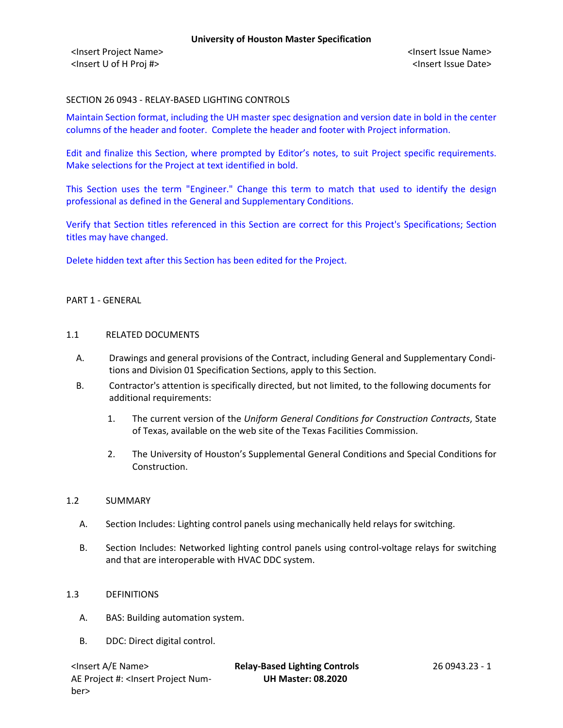**University of Houston Master Specification**

<Insert Project Name>
<Insert U of H Proj #>

<Insert Issue Name>
<Insert Issue Date>

# SECTION 26 0943 - RELAY-BASED LIGHTING CONTROLS

Maintain Section format, including the UH master spec designation and version date in bold in the center columns of the header and footer. Complete the header and footer with Project information.

Edit and finalize this Section, where prompted by Editor's notes, to suit Project specific requirements. Make selections for the Project at text identified in bold.

This Section uses the term "Engineer." Change this term to match that used to identify the design professional as defined in the General and Supplementary Conditions.

Verify that Section titles referenced in this Section are correct for this Project's Specifications; Section titles may have changed.

Delete hidden text after this Section has been edited for the Project.

## PART 1 - GENERAL

### 1.1 RELATED DOCUMENTS

A. Drawings and general provisions of the Contract, including General and Supplementary Conditions and Division 01 Specification Sections, apply to this Section.

B. Contractor's attention is specifically directed, but not limited, to the following documents for additional requirements:

1. The current version of the *Uniform General Conditions for Construction Contracts*, State of Texas, available on the web site of the Texas Facilities Commission.

2. The University of Houston's Supplemental General Conditions and Special Conditions for Construction.

### 1.2 SUMMARY

A. Section Includes: Lighting control panels using mechanically held relays for switching.

B. Section Includes: Networked lighting control panels using control-voltage relays for switching and that are interoperable with HVAC DDC system.

### 1.3 DEFINITIONS

A. BAS: Building automation system.

B. DDC: Direct digital control.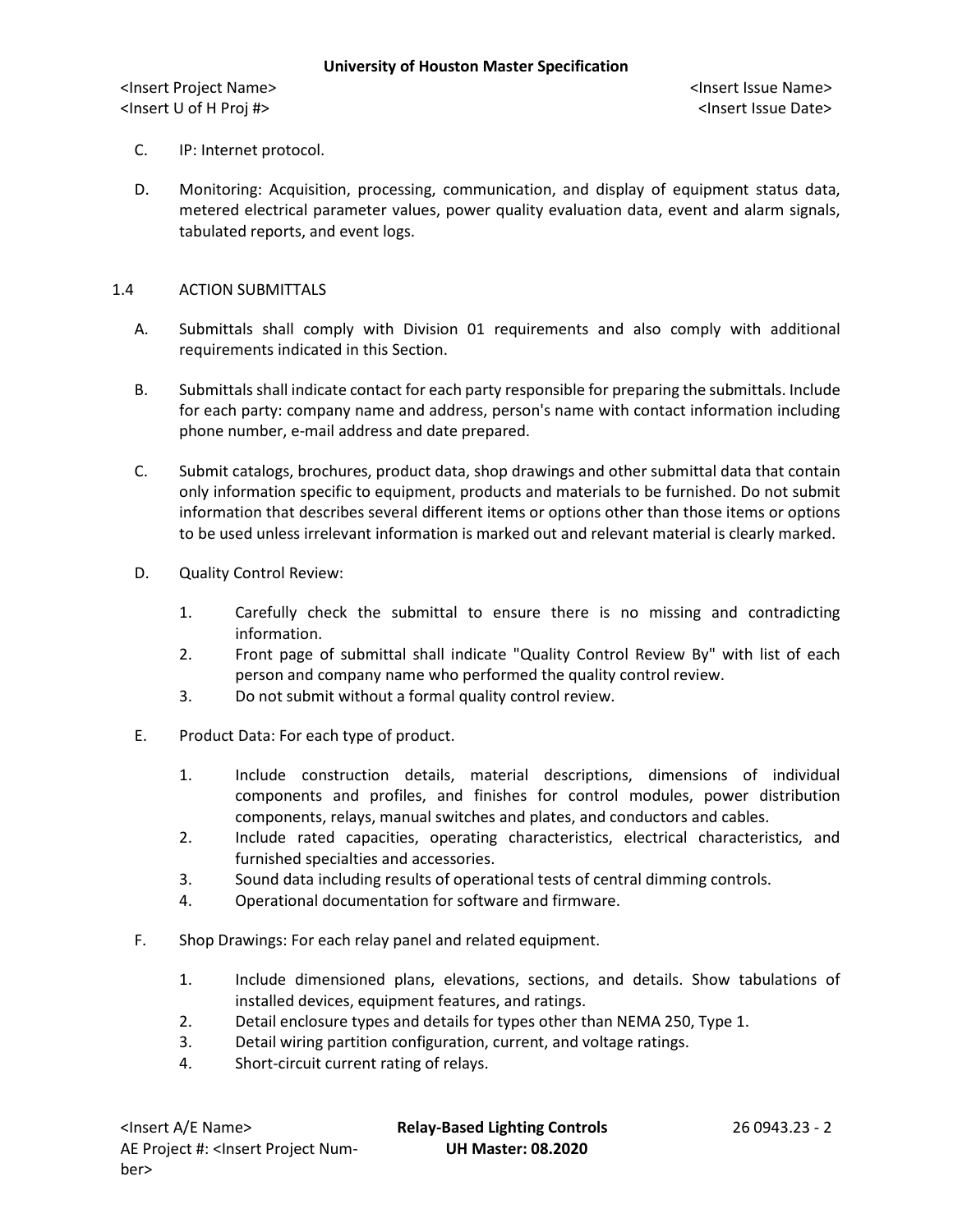C. IP: Internet protocol.

D. Monitoring: Acquisition, processing, communication, and display of equipment status data, metered electrical parameter values, power quality evaluation data, event and alarm signals, tabulated reports, and event logs.

## 1.4 ACTION SUBMITTALS

A. Submittals shall comply with Division 01 requirements and also comply with additional requirements indicated in this Section.

B. Submittals shall indicate contact for each party responsible for preparing the submittals. Include for each party: company name and address, person's name with contact information including phone number, e-mail address and date prepared.

C. Submit catalogs, brochures, product data, shop drawings and other submittal data that contain only information specific to equipment, products and materials to be furnished. Do not submit information that describes several different items or options other than those items or options to be used unless irrelevant information is marked out and relevant material is clearly marked.

D. Quality Control Review:

1. Carefully check the submittal to ensure there is no missing and contradicting information.
2. Front page of submittal shall indicate "Quality Control Review By" with list of each person and company name who performed the quality control review.
3. Do not submit without a formal quality control review.

E. Product Data: For each type of product.

1. Include construction details, material descriptions, dimensions of individual components and profiles, and finishes for control modules, power distribution components, relays, manual switches and plates, and conductors and cables.
2. Include rated capacities, operating characteristics, electrical characteristics, and furnished specialties and accessories.
3. Sound data including results of operational tests of central dimming controls.
4. Operational documentation for software and firmware.

F. Shop Drawings: For each relay panel and related equipment.

1. Include dimensioned plans, elevations, sections, and details. Show tabulations of installed devices, equipment features, and ratings.
2. Detail enclosure types and details for types other than NEMA 250, Type 1.
3. Detail wiring partition configuration, current, and voltage ratings.
4. Short-circuit current rating of relays.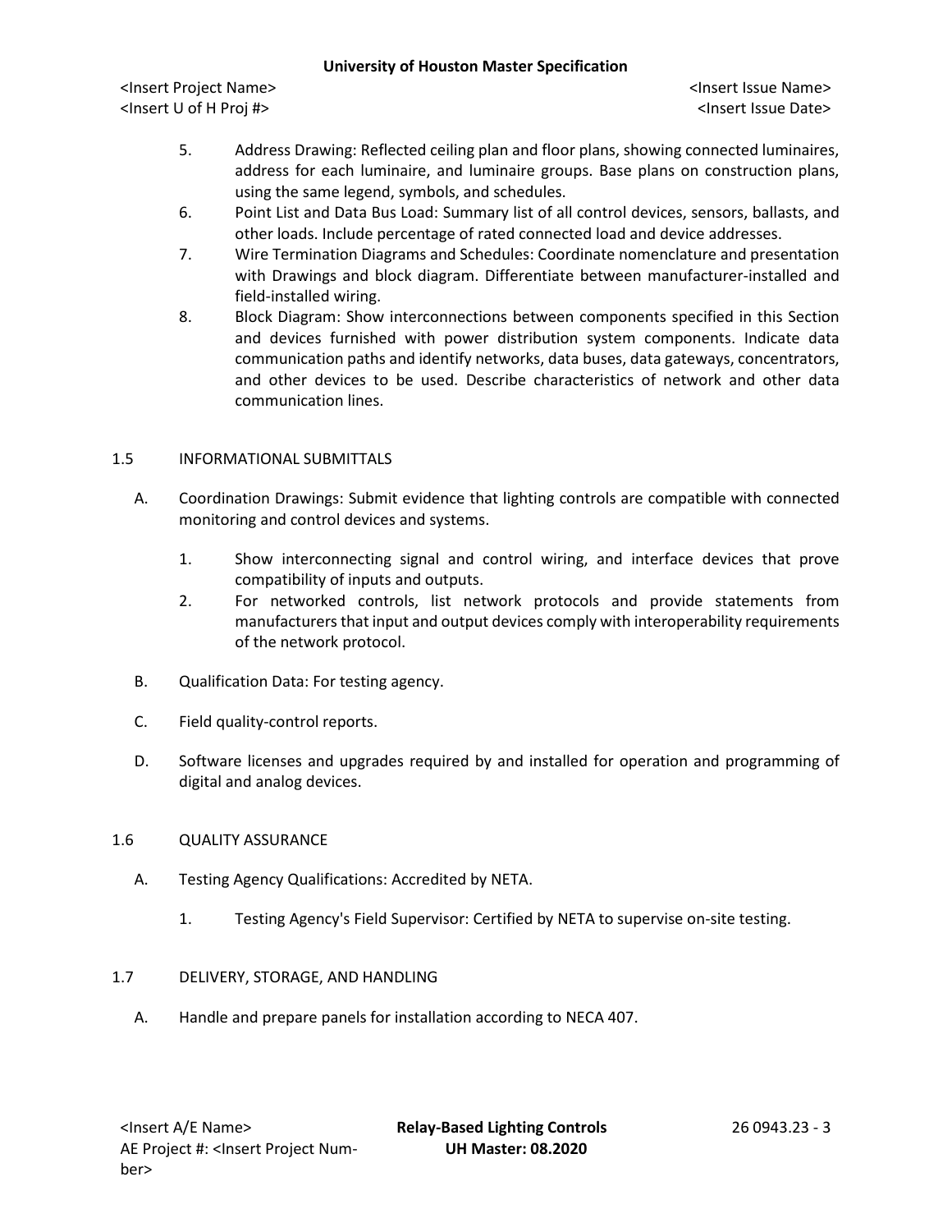5. Address Drawing: Reflected ceiling plan and floor plans, showing connected luminaires, address for each luminaire, and luminaire groups. Base plans on construction plans, using the same legend, symbols, and schedules.
6. Point List and Data Bus Load: Summary list of all control devices, sensors, ballasts, and other loads. Include percentage of rated connected load and device addresses.
7. Wire Termination Diagrams and Schedules: Coordinate nomenclature and presentation with Drawings and block diagram. Differentiate between manufacturer-installed and field-installed wiring.
8. Block Diagram: Show interconnections between components specified in this Section and devices furnished with power distribution system components. Indicate data communication paths and identify networks, data buses, data gateways, concentrators, and other devices to be used. Describe characteristics of network and other data communication lines.

## 1.5 INFORMATIONAL SUBMITTALS

A. Coordination Drawings: Submit evidence that lighting controls are compatible with connected monitoring and control devices and systems.

   1. Show interconnecting signal and control wiring, and interface devices that prove compatibility of inputs and outputs.
   2. For networked controls, list network protocols and provide statements from manufacturers that input and output devices comply with interoperability requirements of the network protocol.

B. Qualification Data: For testing agency.

C. Field quality-control reports.

D. Software licenses and upgrades required by and installed for operation and programming of digital and analog devices.

## 1.6 QUALITY ASSURANCE

A. Testing Agency Qualifications: Accredited by NETA.

   1. Testing Agency's Field Supervisor: Certified by NETA to supervise on-site testing.

## 1.7 DELIVERY, STORAGE, AND HANDLING

A. Handle and prepare panels for installation according to NECA 407.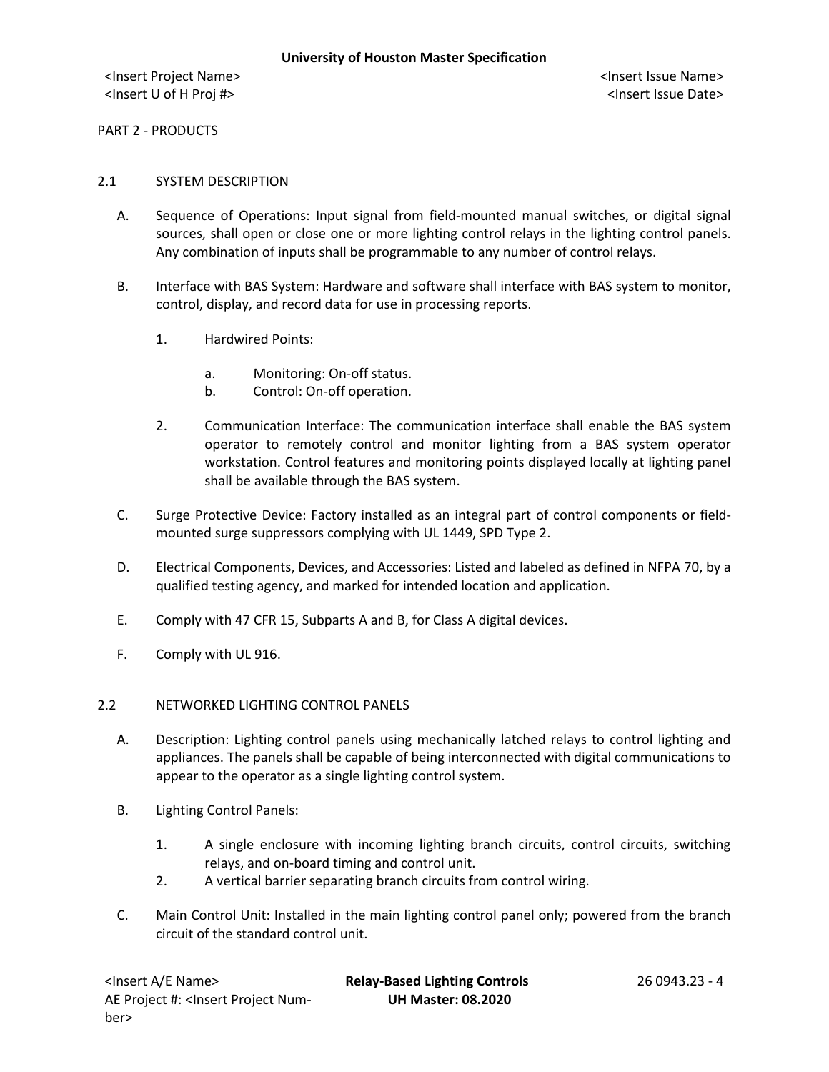PART 2 - PRODUCTS

## 2.1 SYSTEM DESCRIPTION

A. Sequence of Operations: Input signal from field-mounted manual switches, or digital signal sources, shall open or close one or more lighting control relays in the lighting control panels. Any combination of inputs shall be programmable to any number of control relays.

B. Interface with BAS System: Hardware and software shall interface with BAS system to monitor, control, display, and record data for use in processing reports.

1. Hardwired Points:

   a. Monitoring: On-off status.

   b. Control: On-off operation.

2. Communication Interface: The communication interface shall enable the BAS system operator to remotely control and monitor lighting from a BAS system operator workstation. Control features and monitoring points displayed locally at lighting panel shall be available through the BAS system.

C. Surge Protective Device: Factory installed as an integral part of control components or field-mounted surge suppressors complying with UL 1449, SPD Type 2.

D. Electrical Components, Devices, and Accessories: Listed and labeled as defined in NFPA 70, by a qualified testing agency, and marked for intended location and application.

E. Comply with 47 CFR 15, Subparts A and B, for Class A digital devices.

F. Comply with UL 916.

## 2.2 NETWORKED LIGHTING CONTROL PANELS

A. Description: Lighting control panels using mechanically latched relays to control lighting and appliances. The panels shall be capable of being interconnected with digital communications to appear to the operator as a single lighting control system.

B. Lighting Control Panels:

1. A single enclosure with incoming lighting branch circuits, control circuits, switching relays, and on-board timing and control unit.
2. A vertical barrier separating branch circuits from control wiring.

C. Main Control Unit: Installed in the main lighting control panel only; powered from the branch circuit of the standard control unit.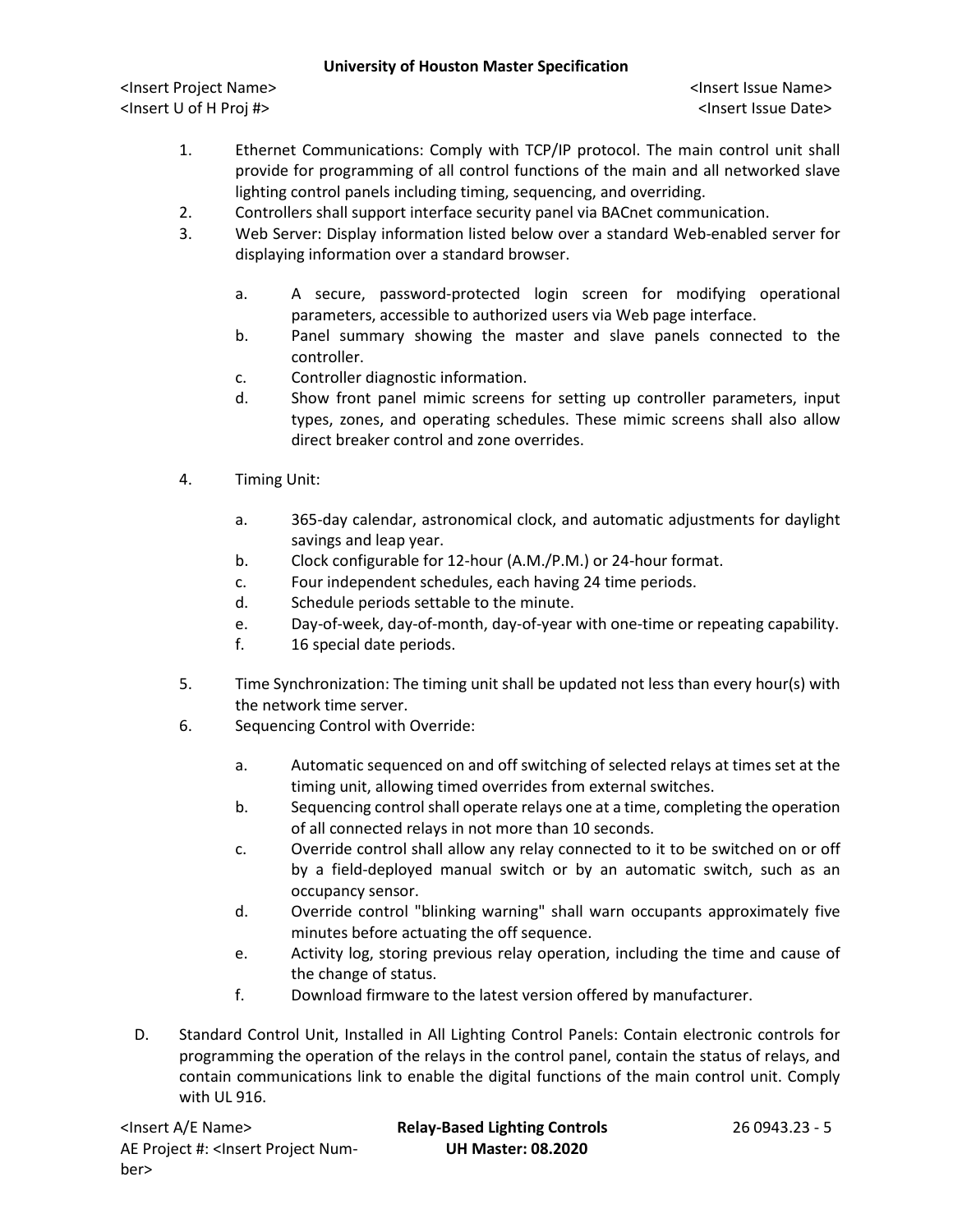1. Ethernet Communications: Comply with TCP/IP protocol. The main control unit shall provide for programming of all control functions of the main and all networked slave lighting control panels including timing, sequencing, and overriding.
2. Controllers shall support interface security panel via BACnet communication.
3. Web Server: Display information listed below over a standard Web-enabled server for displaying information over a standard browser.

   a. A secure, password-protected login screen for modifying operational parameters, accessible to authorized users via Web page interface.
   b. Panel summary showing the master and slave panels connected to the controller.
   c. Controller diagnostic information.
   d. Show front panel mimic screens for setting up controller parameters, input types, zones, and operating schedules. These mimic screens shall also allow direct breaker control and zone overrides.

4. Timing Unit:

   a. 365-day calendar, astronomical clock, and automatic adjustments for daylight savings and leap year.
   b. Clock configurable for 12-hour (A.M./P.M.) or 24-hour format.
   c. Four independent schedules, each having 24 time periods.
   d. Schedule periods settable to the minute.
   e. Day-of-week, day-of-month, day-of-year with one-time or repeating capability.
   f. 16 special date periods.

5. Time Synchronization: The timing unit shall be updated not less than every hour(s) with the network time server.
6. Sequencing Control with Override:

   a. Automatic sequenced on and off switching of selected relays at times set at the timing unit, allowing timed overrides from external switches.
   b. Sequencing control shall operate relays one at a time, completing the operation of all connected relays in not more than 10 seconds.
   c. Override control shall allow any relay connected to it to be switched on or off by a field-deployed manual switch or by an automatic switch, such as an occupancy sensor.
   d. Override control "blinking warning" shall warn occupants approximately five minutes before actuating the off sequence.
   e. Activity log, storing previous relay operation, including the time and cause of the change of status.
   f. Download firmware to the latest version offered by manufacturer.

D. Standard Control Unit, Installed in All Lighting Control Panels: Contain electronic controls for programming the operation of the relays in the control panel, contain the status of relays, and contain communications link to enable the digital functions of the main control unit. Comply with UL 916.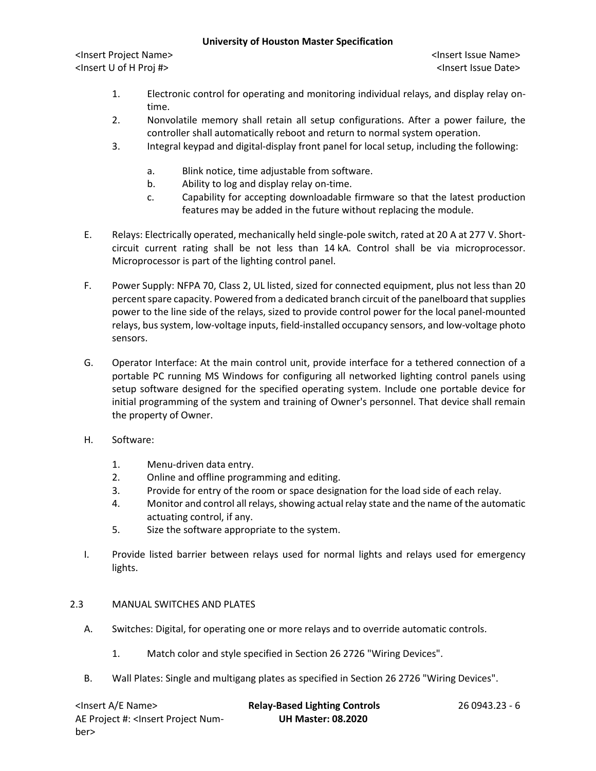1. Electronic control for operating and monitoring individual relays, and display relay on-time.
2. Nonvolatile memory shall retain all setup configurations. After a power failure, the controller shall automatically reboot and return to normal system operation.
3. Integral keypad and digital-display front panel for local setup, including the following:
   a. Blink notice, time adjustable from software.
   b. Ability to log and display relay on-time.
   c. Capability for accepting downloadable firmware so that the latest production features may be added in the future without replacing the module.

E. Relays: Electrically operated, mechanically held single-pole switch, rated at 20 A at 277 V. Short-circuit current rating shall be not less than 14 kA. Control shall be via microprocessor. Microprocessor is part of the lighting control panel.

F. Power Supply: NFPA 70, Class 2, UL listed, sized for connected equipment, plus not less than 20 percent spare capacity. Powered from a dedicated branch circuit of the panelboard that supplies power to the line side of the relays, sized to provide control power for the local panel-mounted relays, bus system, low-voltage inputs, field-installed occupancy sensors, and low-voltage photo sensors.

G. Operator Interface: At the main control unit, provide interface for a tethered connection of a portable PC running MS Windows for configuring all networked lighting control panels using setup software designed for the specified operating system. Include one portable device for initial programming of the system and training of Owner's personnel. That device shall remain the property of Owner.

H. Software:
1. Menu-driven data entry.
2. Online and offline programming and editing.
3. Provide for entry of the room or space designation for the load side of each relay.
4. Monitor and control all relays, showing actual relay state and the name of the automatic actuating control, if any.
5. Size the software appropriate to the system.

I. Provide listed barrier between relays used for normal lights and relays used for emergency lights.

## 2.3 MANUAL SWITCHES AND PLATES

A. Switches: Digital, for operating one or more relays and to override automatic controls.
1. Match color and style specified in Section 26 2726 "Wiring Devices".

B. Wall Plates: Single and multigang plates as specified in Section 26 2726 "Wiring Devices".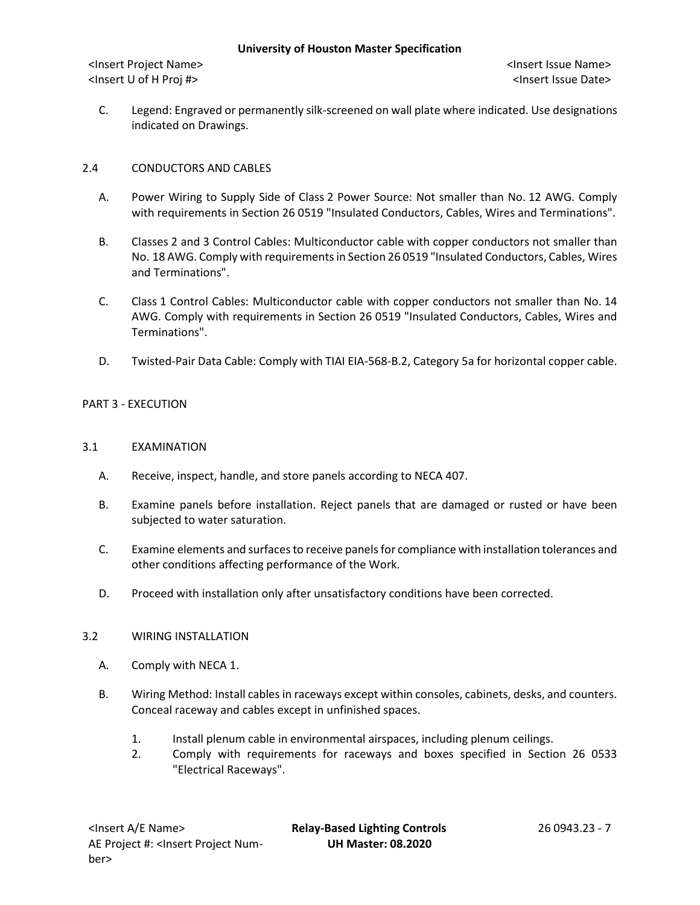C. Legend: Engraved or permanently silk-screened on wall plate where indicated. Use designations indicated on Drawings.

## 2.4 CONDUCTORS AND CABLES

A. Power Wiring to Supply Side of Class 2 Power Source: Not smaller than No. 12 AWG. Comply with requirements in Section 26 0519 "Insulated Conductors, Cables, Wires and Terminations".

B. Classes 2 and 3 Control Cables: Multiconductor cable with copper conductors not smaller than No. 18 AWG. Comply with requirements in Section 26 0519 "Insulated Conductors, Cables, Wires and Terminations".

C. Class 1 Control Cables: Multiconductor cable with copper conductors not smaller than No. 14 AWG. Comply with requirements in Section 26 0519 "Insulated Conductors, Cables, Wires and Terminations".

D. Twisted-Pair Data Cable: Comply with TIAI EIA-568-B.2, Category 5a for horizontal copper cable.

# PART 3 - EXECUTION

## 3.1 EXAMINATION

A. Receive, inspect, handle, and store panels according to NECA 407.

B. Examine panels before installation. Reject panels that are damaged or rusted or have been subjected to water saturation.

C. Examine elements and surfaces to receive panels for compliance with installation tolerances and other conditions affecting performance of the Work.

D. Proceed with installation only after unsatisfactory conditions have been corrected.

## 3.2 WIRING INSTALLATION

A. Comply with NECA 1.

B. Wiring Method: Install cables in raceways except within consoles, cabinets, desks, and counters. Conceal raceway and cables except in unfinished spaces.

1. Install plenum cable in environmental airspaces, including plenum ceilings.
2. Comply with requirements for raceways and boxes specified in Section 26 0533 "Electrical Raceways".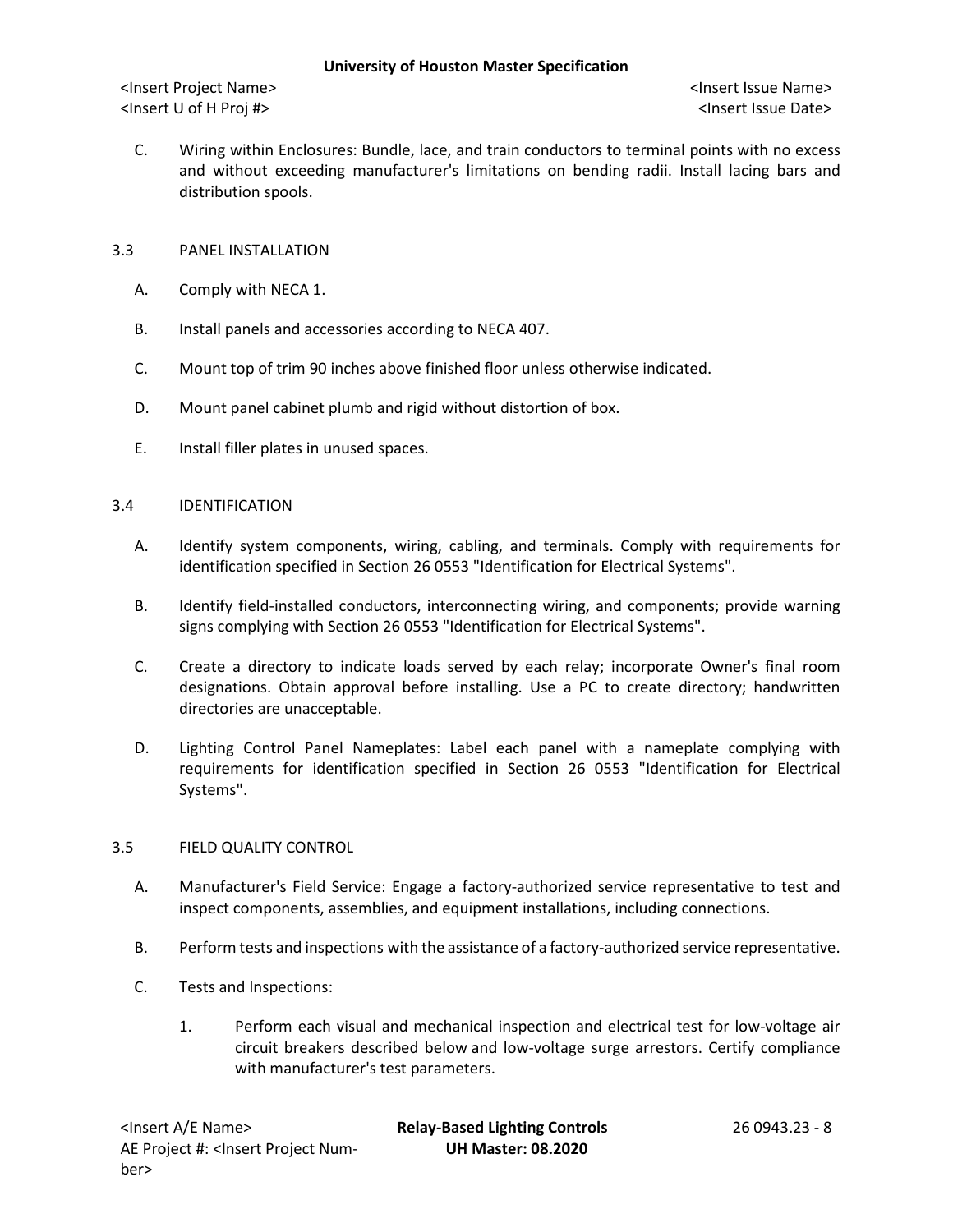C. Wiring within Enclosures: Bundle, lace, and train conductors to terminal points with no excess and without exceeding manufacturer's limitations on bending radii. Install lacing bars and distribution spools.

## 3.3 PANEL INSTALLATION

A. Comply with NECA 1.

B. Install panels and accessories according to NECA 407.

C. Mount top of trim 90 inches above finished floor unless otherwise indicated.

D. Mount panel cabinet plumb and rigid without distortion of box.

E. Install filler plates in unused spaces.

## 3.4 IDENTIFICATION

A. Identify system components, wiring, cabling, and terminals. Comply with requirements for identification specified in Section 26 0553 "Identification for Electrical Systems".

B. Identify field-installed conductors, interconnecting wiring, and components; provide warning signs complying with Section 26 0553 "Identification for Electrical Systems".

C. Create a directory to indicate loads served by each relay; incorporate Owner's final room designations. Obtain approval before installing. Use a PC to create directory; handwritten directories are unacceptable.

D. Lighting Control Panel Nameplates: Label each panel with a nameplate complying with requirements for identification specified in Section 26 0553 "Identification for Electrical Systems".

## 3.5 FIELD QUALITY CONTROL

A. Manufacturer's Field Service: Engage a factory-authorized service representative to test and inspect components, assemblies, and equipment installations, including connections.

B. Perform tests and inspections with the assistance of a factory-authorized service representative.

C. Tests and Inspections:

1. Perform each visual and mechanical inspection and electrical test for low-voltage air circuit breakers described below and low-voltage surge arrestors. Certify compliance with manufacturer's test parameters.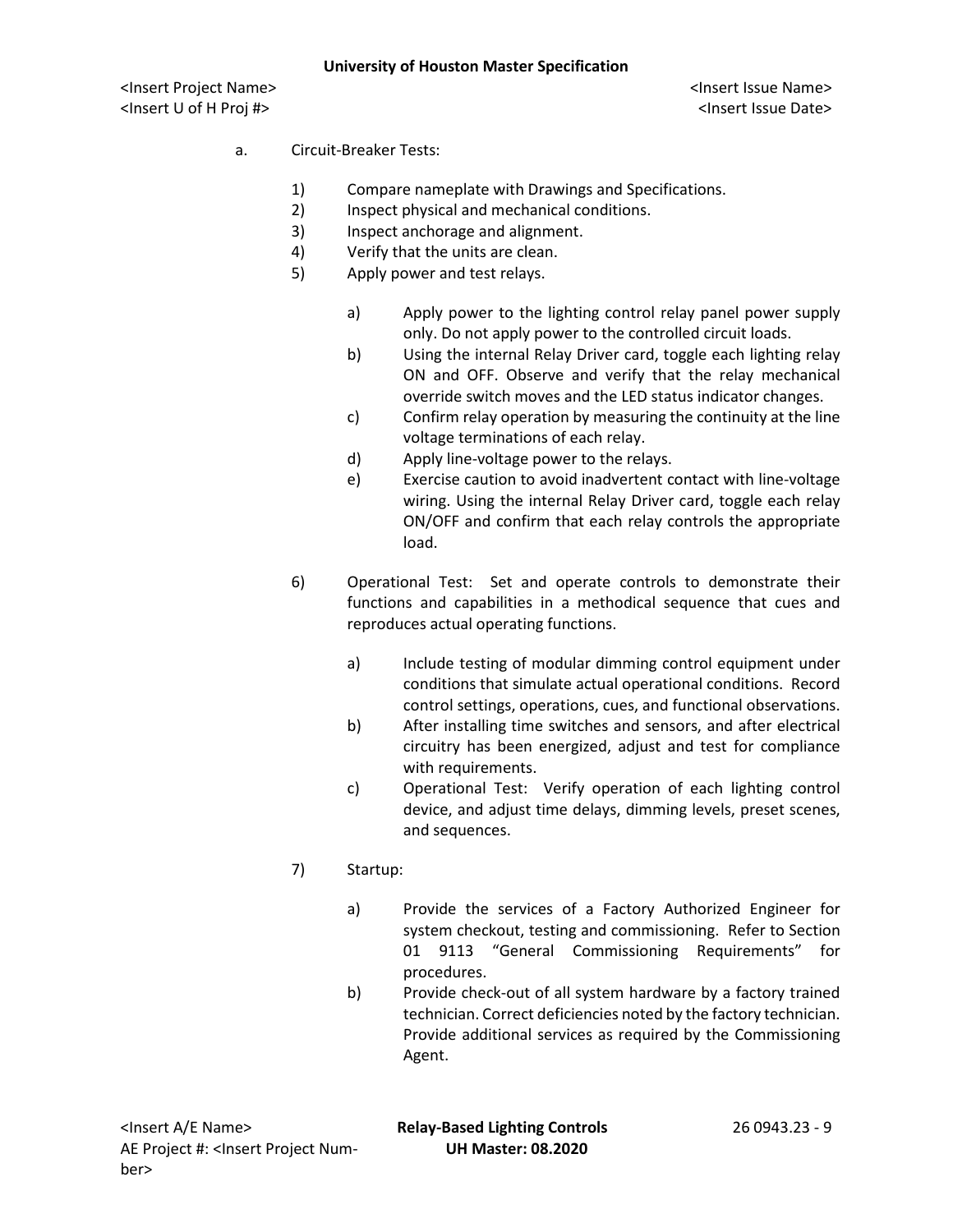a. Circuit-Breaker Tests:

1) Compare nameplate with Drawings and Specifications.
2) Inspect physical and mechanical conditions.
3) Inspect anchorage and alignment.
4) Verify that the units are clean.
5) Apply power and test relays.

    a) Apply power to the lighting control relay panel power supply only. Do not apply power to the controlled circuit loads.
    b) Using the internal Relay Driver card, toggle each lighting relay ON and OFF. Observe and verify that the relay mechanical override switch moves and the LED status indicator changes.
    c) Confirm relay operation by measuring the continuity at the line voltage terminations of each relay.
    d) Apply line-voltage power to the relays.
    e) Exercise caution to avoid inadvertent contact with line-voltage wiring. Using the internal Relay Driver card, toggle each relay ON/OFF and confirm that each relay controls the appropriate load.

6) Operational Test: Set and operate controls to demonstrate their functions and capabilities in a methodical sequence that cues and reproduces actual operating functions.

    a) Include testing of modular dimming control equipment under conditions that simulate actual operational conditions. Record control settings, operations, cues, and functional observations.
    b) After installing time switches and sensors, and after electrical circuitry has been energized, adjust and test for compliance with requirements.
    c) Operational Test: Verify operation of each lighting control device, and adjust time delays, dimming levels, preset scenes, and sequences.

7) Startup:

    a) Provide the services of a Factory Authorized Engineer for system checkout, testing and commissioning. Refer to Section 01 9113 "General Commissioning Requirements" for procedures.
    b) Provide check-out of all system hardware by a factory trained technician. Correct deficiencies noted by the factory technician. Provide additional services as required by the Commissioning Agent.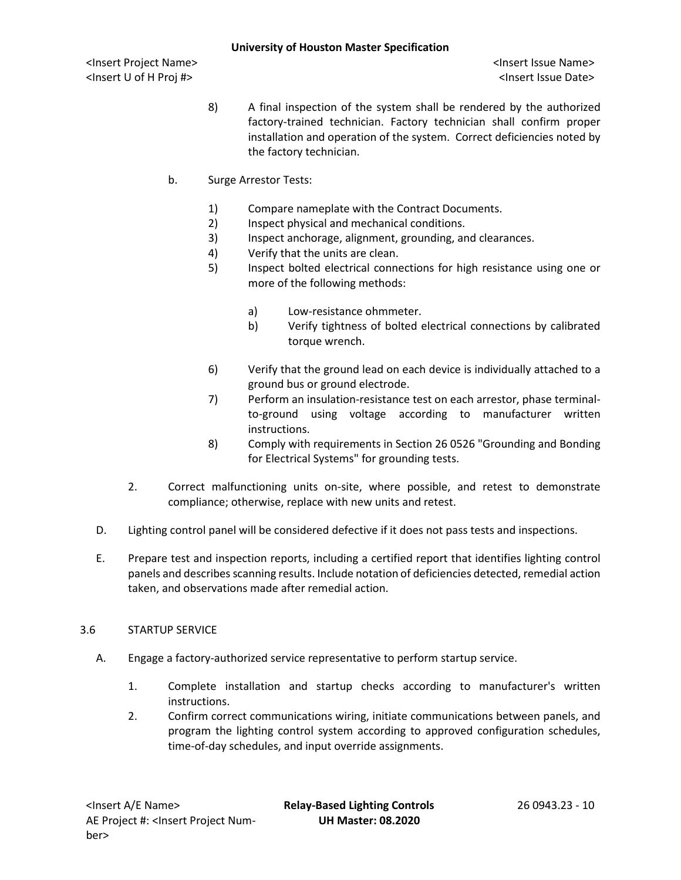8) A final inspection of the system shall be rendered by the authorized factory-trained technician. Factory technician shall confirm proper installation and operation of the system. Correct deficiencies noted by the factory technician.

b. Surge Arrestor Tests:

1) Compare nameplate with the Contract Documents.
2) Inspect physical and mechanical conditions.
3) Inspect anchorage, alignment, grounding, and clearances.
4) Verify that the units are clean.
5) Inspect bolted electrical connections for high resistance using one or more of the following methods:

a) Low-resistance ohmmeter.
b) Verify tightness of bolted electrical connections by calibrated torque wrench.

6) Verify that the ground lead on each device is individually attached to a ground bus or ground electrode.
7) Perform an insulation-resistance test on each arrestor, phase terminal-to-ground using voltage according to manufacturer written instructions.
8) Comply with requirements in Section 26 0526 "Grounding and Bonding for Electrical Systems" for grounding tests.

2. Correct malfunctioning units on-site, where possible, and retest to demonstrate compliance; otherwise, replace with new units and retest.

D. Lighting control panel will be considered defective if it does not pass tests and inspections.

E. Prepare test and inspection reports, including a certified report that identifies lighting control panels and describes scanning results. Include notation of deficiencies detected, remedial action taken, and observations made after remedial action.

## 3.6 STARTUP SERVICE

A. Engage a factory-authorized service representative to perform startup service.

1. Complete installation and startup checks according to manufacturer's written instructions.
2. Confirm correct communications wiring, initiate communications between panels, and program the lighting control system according to approved configuration schedules, time-of-day schedules, and input override assignments.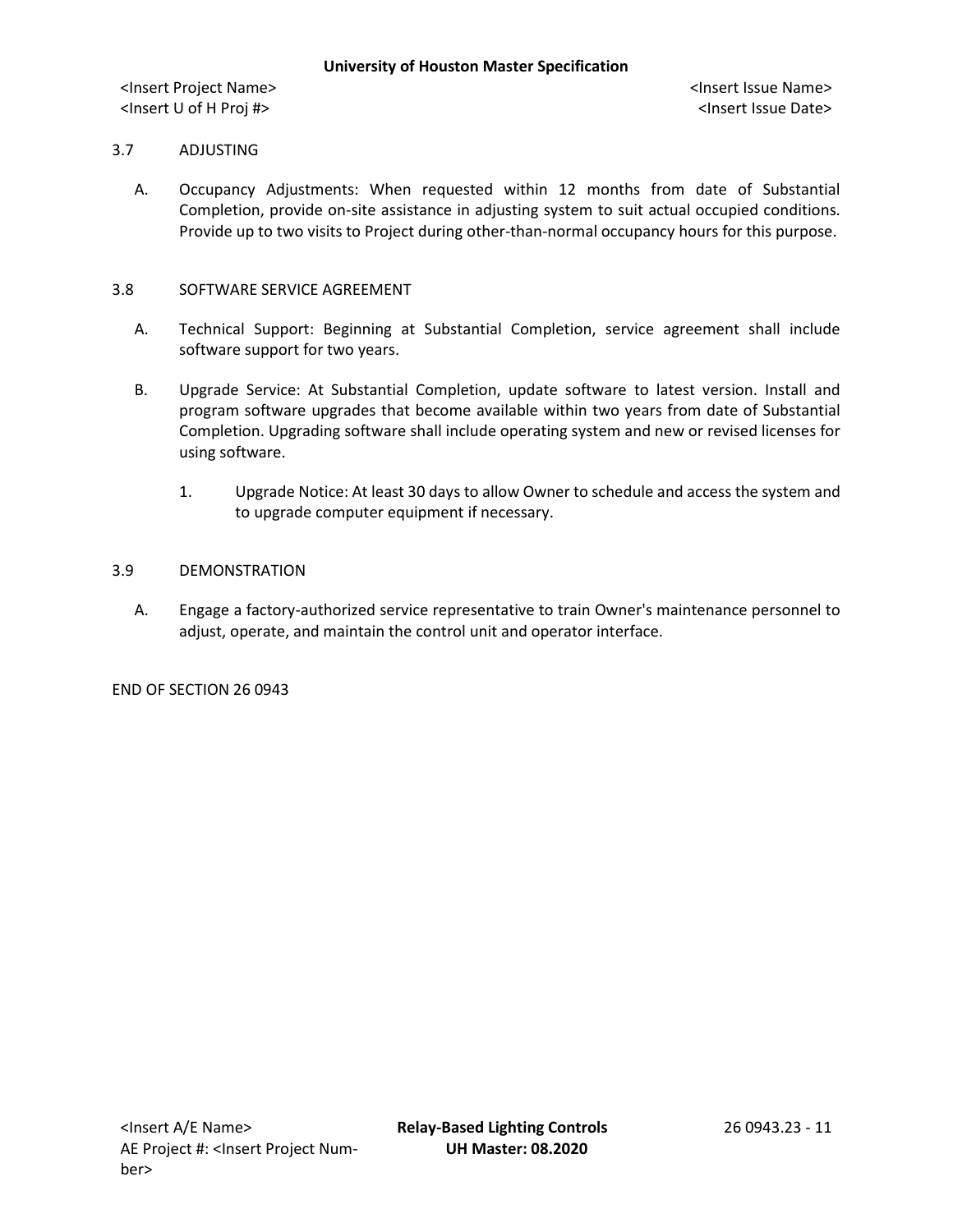## 3.7 ADJUSTING

A. Occupancy Adjustments: When requested within 12 months from date of Substantial Completion, provide on-site assistance in adjusting system to suit actual occupied conditions. Provide up to two visits to Project during other-than-normal occupancy hours for this purpose.

## 3.8 SOFTWARE SERVICE AGREEMENT

A. Technical Support: Beginning at Substantial Completion, service agreement shall include software support for two years.

B. Upgrade Service: At Substantial Completion, update software to latest version. Install and program software upgrades that become available within two years from date of Substantial Completion. Upgrading software shall include operating system and new or revised licenses for using software.

1. Upgrade Notice: At least 30 days to allow Owner to schedule and access the system and to upgrade computer equipment if necessary.

## 3.9 DEMONSTRATION

A. Engage a factory-authorized service representative to train Owner's maintenance personnel to adjust, operate, and maintain the control unit and operator interface.

END OF SECTION 26 0943